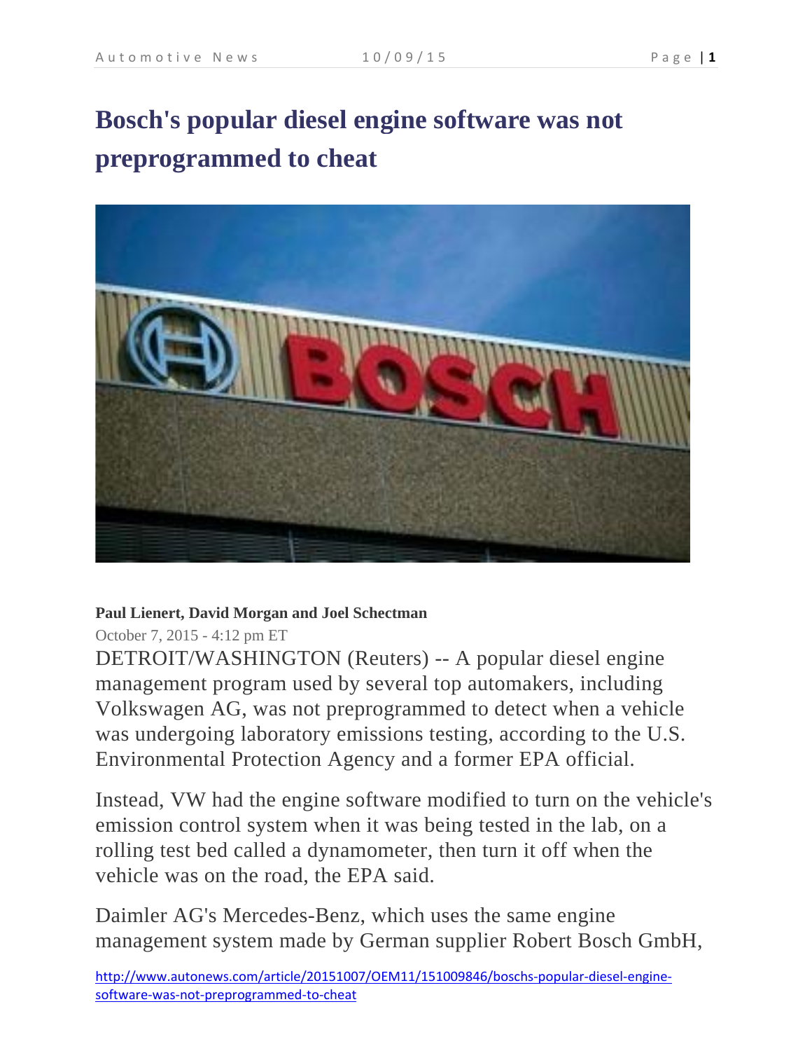# Bosch's popular diesel engine software was not preprogrammed to cheat

**Paul Lienert, David Morgan and Joel Schectman**

October 7, 2015 - 4:12 pm ET

DETROIT/WASHINGTON (Reuters) -- A popular diesel engine management program used by several top automakers, including Volkswagen AG, was not preprogrammed to detect when a vehicle was undergoing laboratory emissions testing, according to the U.S. Environmental Protection Agency and a former EPA official.

Instead, VW had the engine software modified to turn on the vehicle's emission control system when it was being tested in the lab, on a rolling test bed called a dynamometer, then turn it off when the vehicle was on the road, the EPA said.

Daimler AG's Mercedes-Benz, which uses the same engine management system made by German supplier Robert Bosch GmbH,

http://www.autonews.com/article/20151007/OEM11/151009846/boschs-popular-diesel-engine-software-was-not-preprogrammed-to-cheat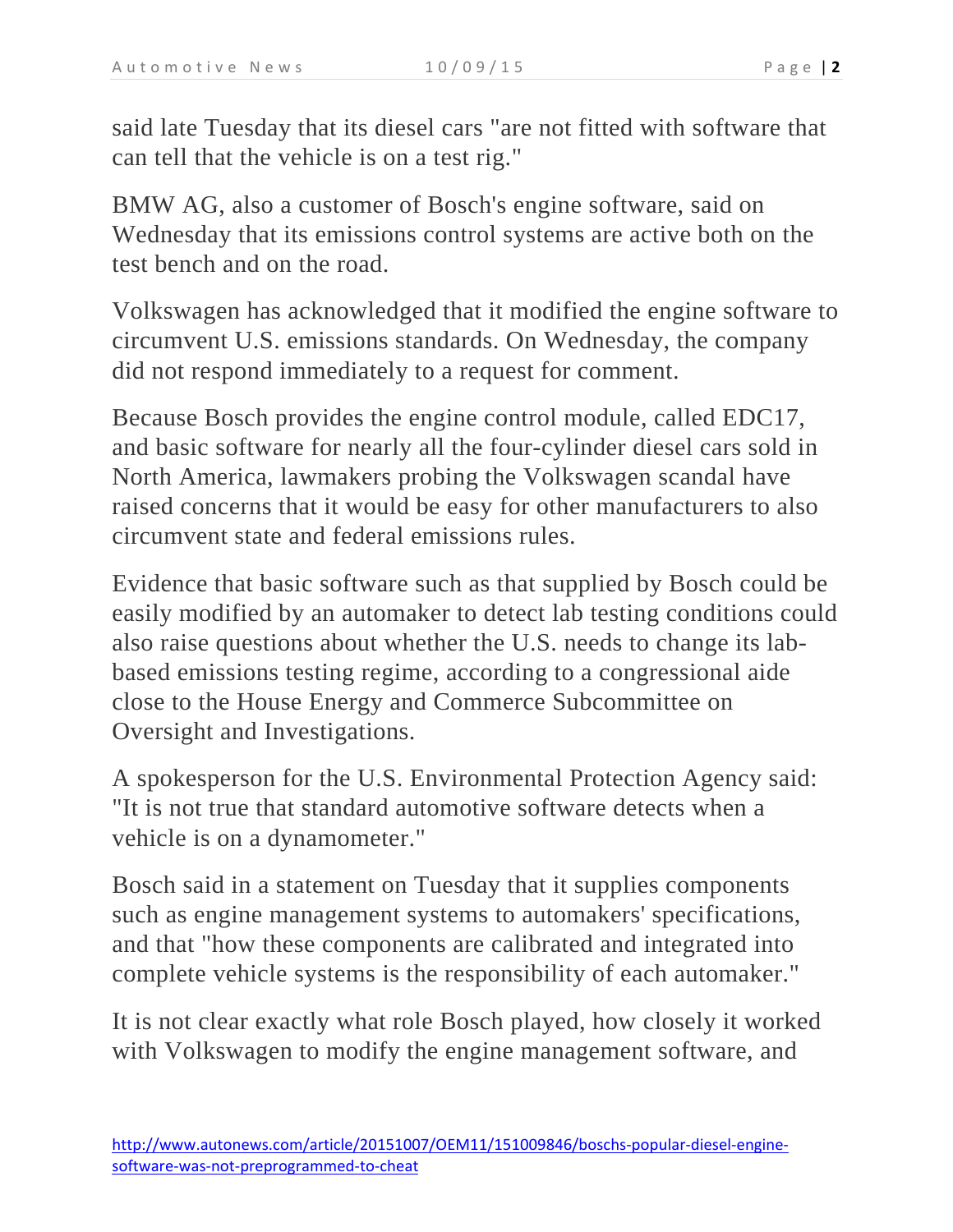said late Tuesday that its diesel cars "are not fitted with software that can tell that the vehicle is on a test rig."

BMW AG, also a customer of Bosch's engine software, said on Wednesday that its emissions control systems are active both on the test bench and on the road.

Volkswagen has acknowledged that it modified the engine software to circumvent U.S. emissions standards. On Wednesday, the company did not respond immediately to a request for comment.

Because Bosch provides the engine control module, called EDC17, and basic software for nearly all the four-cylinder diesel cars sold in North America, lawmakers probing the Volkswagen scandal have raised concerns that it would be easy for other manufacturers to also circumvent state and federal emissions rules.

Evidence that basic software such as that supplied by Bosch could be easily modified by an automaker to detect lab testing conditions could also raise questions about whether the U.S. needs to change its lab-based emissions testing regime, according to a congressional aide close to the House Energy and Commerce Subcommittee on Oversight and Investigations.

A spokesperson for the U.S. Environmental Protection Agency said: "It is not true that standard automotive software detects when a vehicle is on a dynamometer."

Bosch said in a statement on Tuesday that it supplies components such as engine management systems to automakers' specifications, and that "how these components are calibrated and integrated into complete vehicle systems is the responsibility of each automaker."

It is not clear exactly what role Bosch played, how closely it worked with Volkswagen to modify the engine management software, and

http://www.autonews.com/article/20151007/OEM11/151009846/boschs-popular-diesel-engine-software-was-not-preprogrammed-to-cheat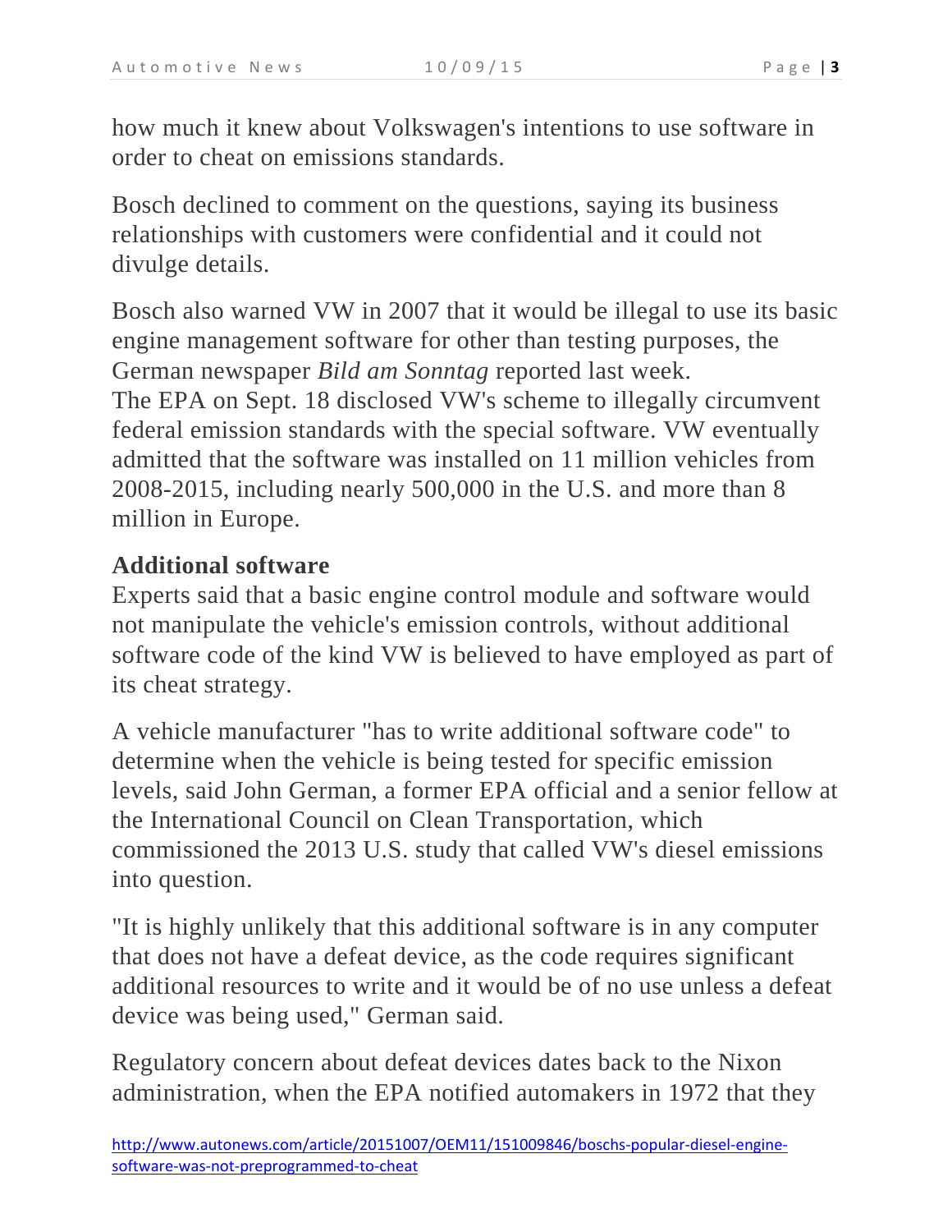how much it knew about Volkswagen's intentions to use software in order to cheat on emissions standards.

Bosch declined to comment on the questions, saying its business relationships with customers were confidential and it could not divulge details.

Bosch also warned VW in 2007 that it would be illegal to use its basic engine management software for other than testing purposes, the German newspaper *Bild am Sonntag* reported last week.
The EPA on Sept. 18 disclosed VW's scheme to illegally circumvent federal emission standards with the special software. VW eventually admitted that the software was installed on 11 million vehicles from 2008-2015, including nearly 500,000 in the U.S. and more than 8 million in Europe.

**Additional software**
Experts said that a basic engine control module and software would not manipulate the vehicle's emission controls, without additional software code of the kind VW is believed to have employed as part of its cheat strategy.

A vehicle manufacturer "has to write additional software code" to determine when the vehicle is being tested for specific emission levels, said John German, a former EPA official and a senior fellow at the International Council on Clean Transportation, which commissioned the 2013 U.S. study that called VW's diesel emissions into question.

"It is highly unlikely that this additional software is in any computer that does not have a defeat device, as the code requires significant additional resources to write and it would be of no use unless a defeat device was being used," German said.

Regulatory concern about defeat devices dates back to the Nixon administration, when the EPA notified automakers in 1972 that they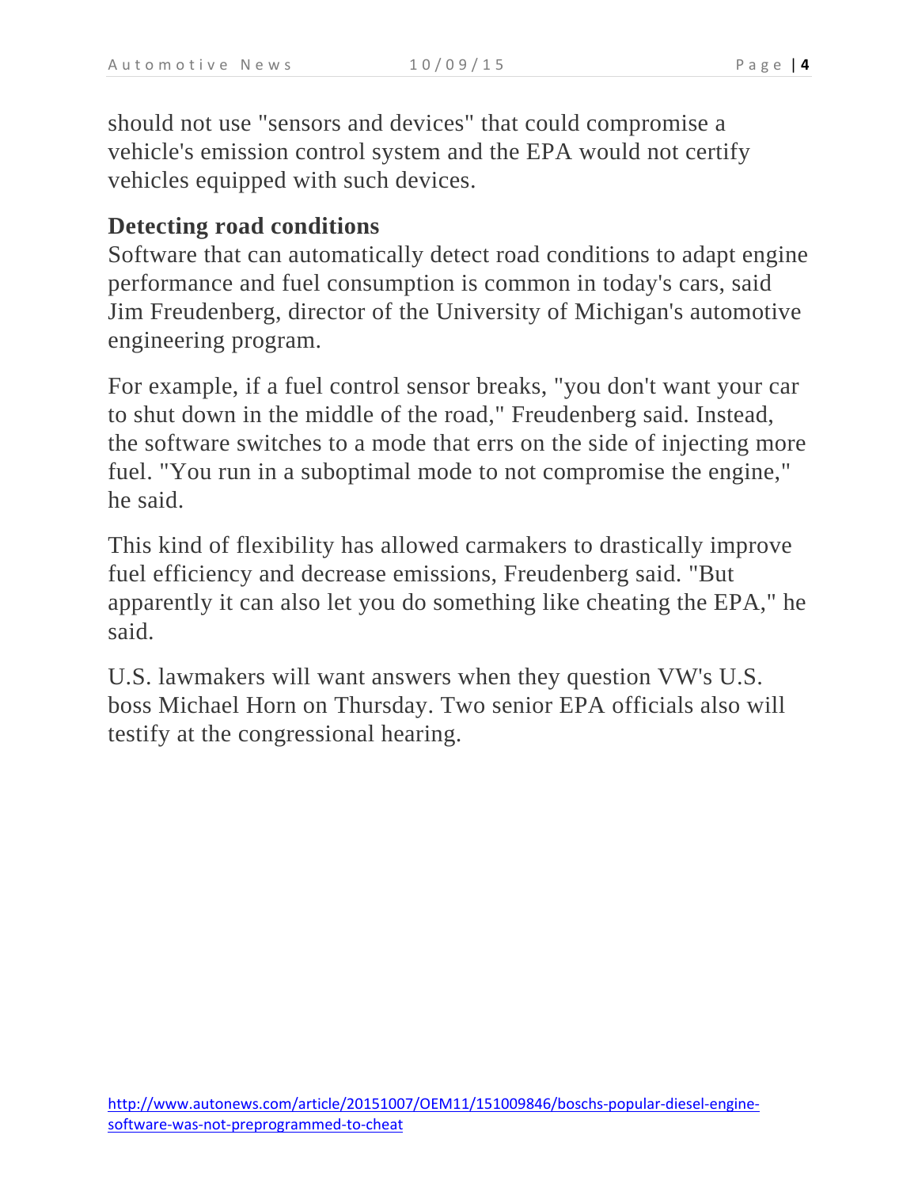should not use "sensors and devices" that could compromise a vehicle's emission control system and the EPA would not certify vehicles equipped with such devices.

**Detecting road conditions**

Software that can automatically detect road conditions to adapt engine performance and fuel consumption is common in today's cars, said Jim Freudenberg, director of the University of Michigan's automotive engineering program.

For example, if a fuel control sensor breaks, "you don't want your car to shut down in the middle of the road," Freudenberg said. Instead, the software switches to a mode that errs on the side of injecting more fuel. "You run in a suboptimal mode to not compromise the engine," he said.

This kind of flexibility has allowed carmakers to drastically improve fuel efficiency and decrease emissions, Freudenberg said. "But apparently it can also let you do something like cheating the EPA," he said.

U.S. lawmakers will want answers when they question VW's U.S. boss Michael Horn on Thursday. Two senior EPA officials also will testify at the congressional hearing.

http://www.autonews.com/article/20151007/OEM11/151009846/boschs-popular-diesel-engine-software-was-not-preprogrammed-to-cheat